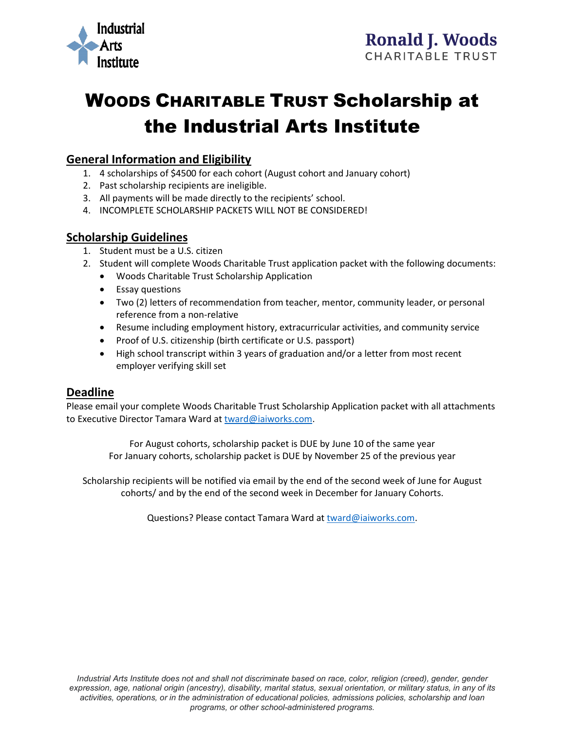Industrial Arts Institute

**Ronald J. Woods**
CHARITABLE TRUST

# Woods Charitable Trust Scholarship at the Industrial Arts Institute

## General Information and Eligibility

1. 4 scholarships of $4500 for each cohort (August cohort and January cohort)
2. Past scholarship recipients are ineligible.
3. All payments will be made directly to the recipients' school.
4. INCOMPLETE SCHOLARSHIP PACKETS WILL NOT BE CONSIDERED!

## Scholarship Guidelines

1. Student must be a U.S. citizen
2. Student will complete Woods Charitable Trust application packet with the following documents:
   - Woods Charitable Trust Scholarship Application
   - Essay questions
   - Two (2) letters of recommendation from teacher, mentor, community leader, or personal reference from a non-relative
   - Resume including employment history, extracurricular activities, and community service
   - Proof of U.S. citizenship (birth certificate or U.S. passport)
   - High school transcript within 3 years of graduation and/or a letter from most recent employer verifying skill set

## Deadline

Please email your complete Woods Charitable Trust Scholarship Application packet with all attachments to Executive Director Tamara Ward at tward@iaiworks.com.

For August cohorts, scholarship packet is DUE by June 10 of the same year
For January cohorts, scholarship packet is DUE by November 25 of the previous year

Scholarship recipients will be notified via email by the end of the second week of June for August cohorts/ and by the end of the second week in December for January Cohorts.

Questions? Please contact Tamara Ward at tward@iaiworks.com.

*Industrial Arts Institute does not and shall not discriminate based on race, color, religion (creed), gender, gender expression, age, national origin (ancestry), disability, marital status, sexual orientation, or military status, in any of its activities, operations, or in the administration of educational policies, admissions policies, scholarship and loan programs, or other school-administered programs.*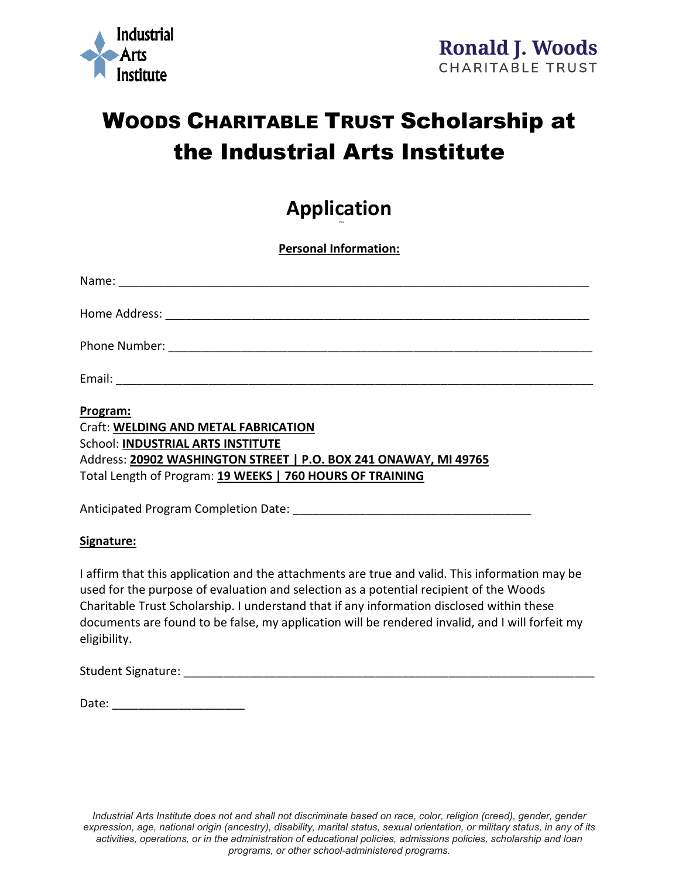Industrial Arts Institute

Ronald J. Woods
CHARITABLE TRUST

# WOODS CHARITABLE TRUST Scholarship at the Industrial Arts Institute

## Application

**Personal Information:**

Name: ___________________________________________________________________________

Home Address: ____________________________________________________________________

Phone Number: ____________________________________________________________________

Email: ____________________________________________________________________________

**Program:**
Craft: **WELDING AND METAL FABRICATION**
School: **INDUSTRIAL ARTS INSTITUTE**
Address: **20902 WASHINGTON STREET | P.O. BOX 241 ONAWAY, MI 49765**
Total Length of Program: **19 WEEKS | 760 HOURS OF TRAINING**

Anticipated Program Completion Date: ____________________________________

**Signature:**

I affirm that this application and the attachments are true and valid. This information may be used for the purpose of evaluation and selection as a potential recipient of the Woods Charitable Trust Scholarship. I understand that if any information disclosed within these documents are found to be false, my application will be rendered invalid, and I will forfeit my eligibility.

Student Signature: ______________________________________________________________

Date: ____________________

*Industrial Arts Institute does not and shall not discriminate based on race, color, religion (creed), gender, gender expression, age, national origin (ancestry), disability, marital status, sexual orientation, or military status, in any of its activities, operations, or in the administration of educational policies, admissions policies, scholarship and loan programs, or other school-administered programs.*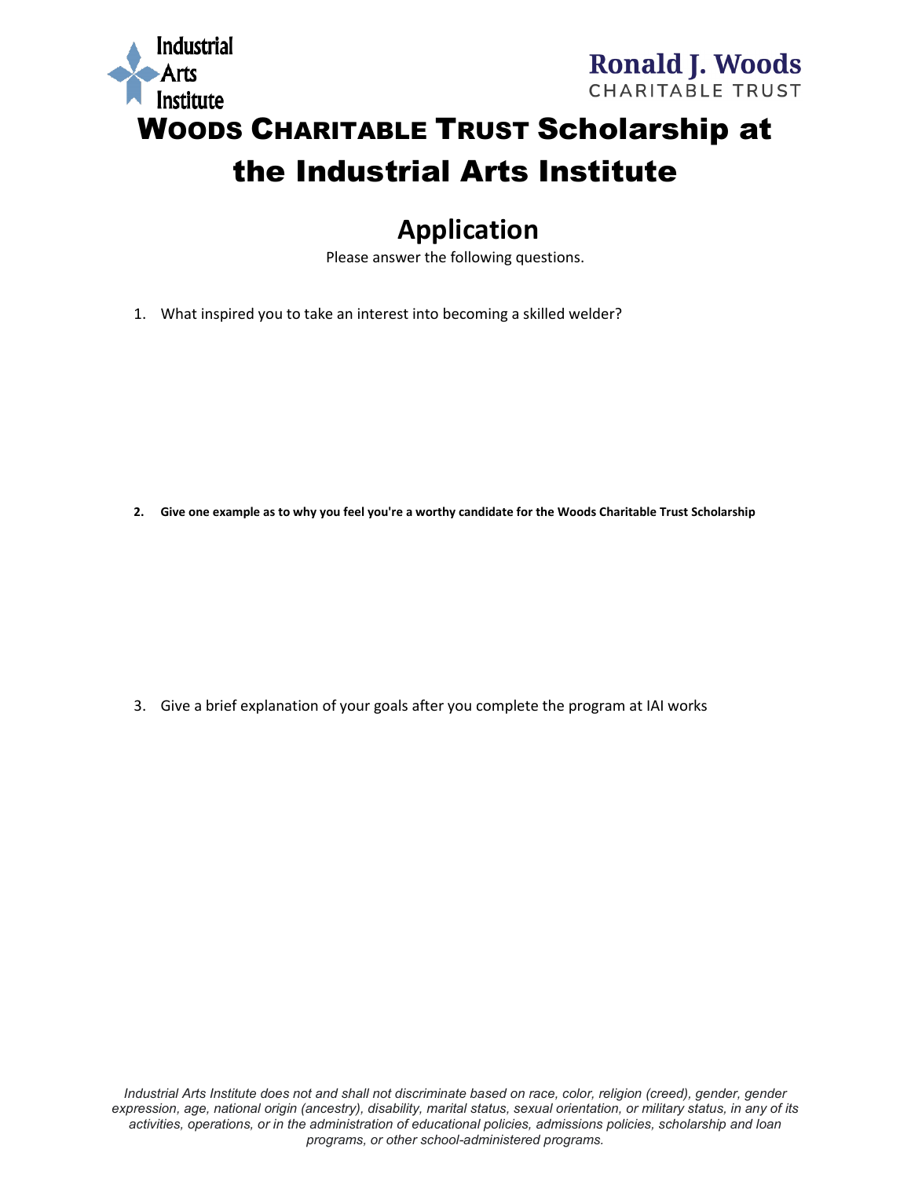Industrial Arts Institute

Ronald J. Woods
CHARITABLE TRUST

# Woods Charitable Trust Scholarship at the Industrial Arts Institute

## Application

Please answer the following questions.

1. What inspired you to take an interest into becoming a skilled welder?

2. **Give one example as to why you feel you're a worthy candidate for the Woods Charitable Trust Scholarship**

3. Give a brief explanation of your goals after you complete the program at IAI works

*Industrial Arts Institute does not and shall not discriminate based on race, color, religion (creed), gender, gender expression, age, national origin (ancestry), disability, marital status, sexual orientation, or military status, in any of its activities, operations, or in the administration of educational policies, admissions policies, scholarship and loan programs, or other school-administered programs.*